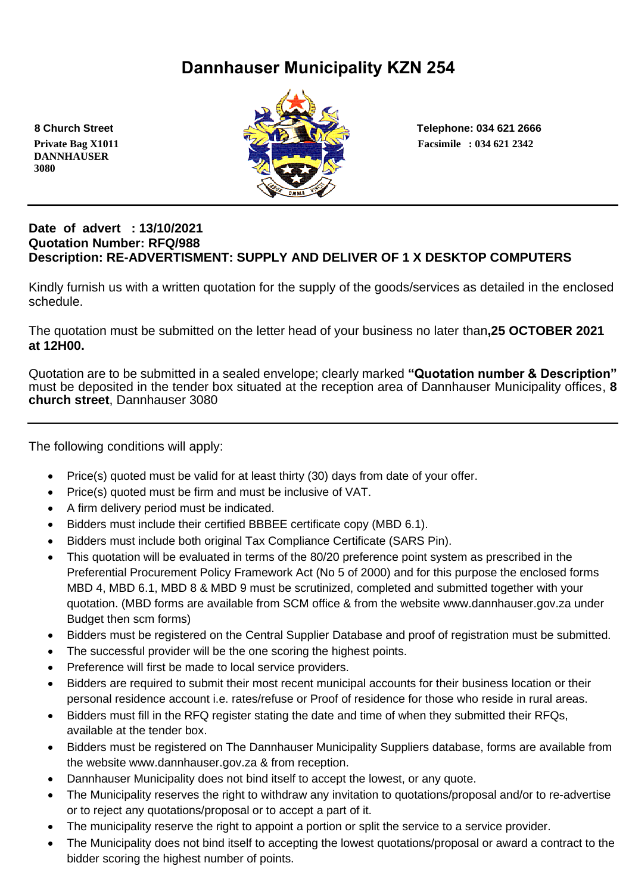# Dannhauser Municipality KZN 254

**8 Church Street**
**Private Bag X1011**
**DANNHAUSER**
**3080**

**Telephone: 034 621 2666**
**Facsimile : 034 621 2342**

---

**Date of advert : 13/10/2021**
**Quotation Number: RFQ/988**
**Description: RE-ADVERTISMENT: SUPPLY AND DELIVER OF 1 X DESKTOP COMPUTERS**

Kindly furnish us with a written quotation for the supply of the goods/services as detailed in the enclosed schedule.

The quotation must be submitted on the letter head of your business no later than,**25 OCTOBER 2021 at 12H00.**

Quotation are to be submitted in a sealed envelope; clearly marked **"Quotation number & Description"** must be deposited in the tender box situated at the reception area of Dannhauser Municipality offices, **8 church street**, Dannhauser 3080

---

The following conditions will apply:

- Price(s) quoted must be valid for at least thirty (30) days from date of your offer.
- Price(s) quoted must be firm and must be inclusive of VAT.
- A firm delivery period must be indicated.
- Bidders must include their certified BBBEE certificate copy (MBD 6.1).
- Bidders must include both original Tax Compliance Certificate (SARS Pin).
- This quotation will be evaluated in terms of the 80/20 preference point system as prescribed in the Preferential Procurement Policy Framework Act (No 5 of 2000) and for this purpose the enclosed forms MBD 4, MBD 6.1, MBD 8 & MBD 9 must be scrutinized, completed and submitted together with your quotation. (MBD forms are available from SCM office & from the website www.dannhauser.gov.za under Budget then scm forms)
- Bidders must be registered on the Central Supplier Database and proof of registration must be submitted.
- The successful provider will be the one scoring the highest points.
- Preference will first be made to local service providers.
- Bidders are required to submit their most recent municipal accounts for their business location or their personal residence account i.e. rates/refuse or Proof of residence for those who reside in rural areas.
- Bidders must fill in the RFQ register stating the date and time of when they submitted their RFQs, available at the tender box.
- Bidders must be registered on The Dannhauser Municipality Suppliers database, forms are available from the website www.dannhauser.gov.za & from reception.
- Dannhauser Municipality does not bind itself to accept the lowest, or any quote.
- The Municipality reserves the right to withdraw any invitation to quotations/proposal and/or to re-advertise or to reject any quotations/proposal or to accept a part of it.
- The municipality reserve the right to appoint a portion or split the service to a service provider.
- The Municipality does not bind itself to accepting the lowest quotations/proposal or award a contract to the bidder scoring the highest number of points.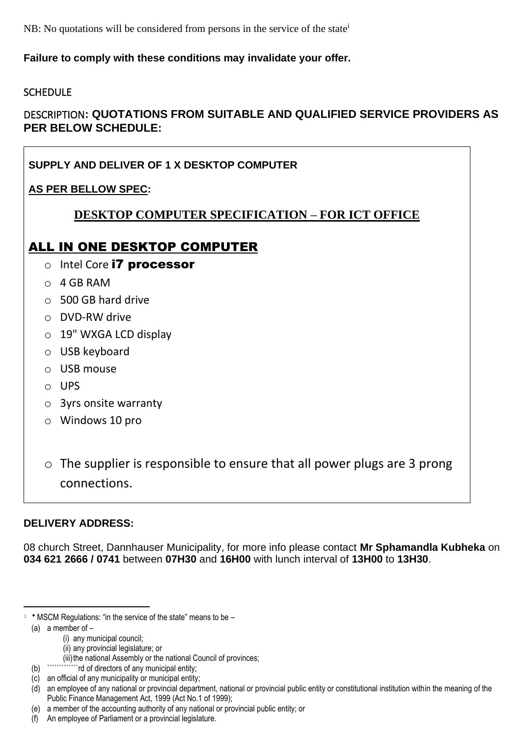NB: No quotations will be considered from persons in the service of the state[i]

**Failure to comply with these conditions may invalidate your offer.**

SCHEDULE

DESCRIPTION: **QUOTATIONS FROM SUITABLE AND QUALIFIED SERVICE PROVIDERS AS PER BELOW SCHEDULE:**

**SUPPLY AND DELIVER OF 1 X DESKTOP COMPUTER**

**AS PER BELLOW SPEC:**

**DESKTOP COMPUTER SPECIFICATION – FOR ICT OFFICE**

## ALL IN ONE DESKTOP COMPUTER

- Intel Core **i7 processor**
- 4 GB RAM
- 500 GB hard drive
- DVD-RW drive
- 19" WXGA LCD display
- USB keyboard
- USB mouse
- UPS
- 3yrs onsite warranty
- Windows 10 pro
- The supplier is responsible to ensure that all power plugs are 3 prong connections.

**DELIVERY ADDRESS:**

08 church Street, Dannhauser Municipality, for more info please contact **Mr Sphamandla Kubheka** on **034 621 2666 / 0741** between **07H30** and **16H00** with lunch interval of **13H00** to **13H30**.

---

[i] * MSCM Regulations: "in the service of the state" means to be –

(a) a member of –
  (i) any municipal council;
  (ii) any provincial legislature; or
  (iii) the national Assembly or the national Council of provinces;
(b) ```````````rd of directors of any municipal entity;
(c) an official of any municipality or municipal entity;
(d) an employee of any national or provincial department, national or provincial public entity or constitutional institution within the meaning of the Public Finance Management Act, 1999 (Act No.1 of 1999);
(e) a member of the accounting authority of any national or provincial public entity; or
(f) An employee of Parliament or a provincial legislature.